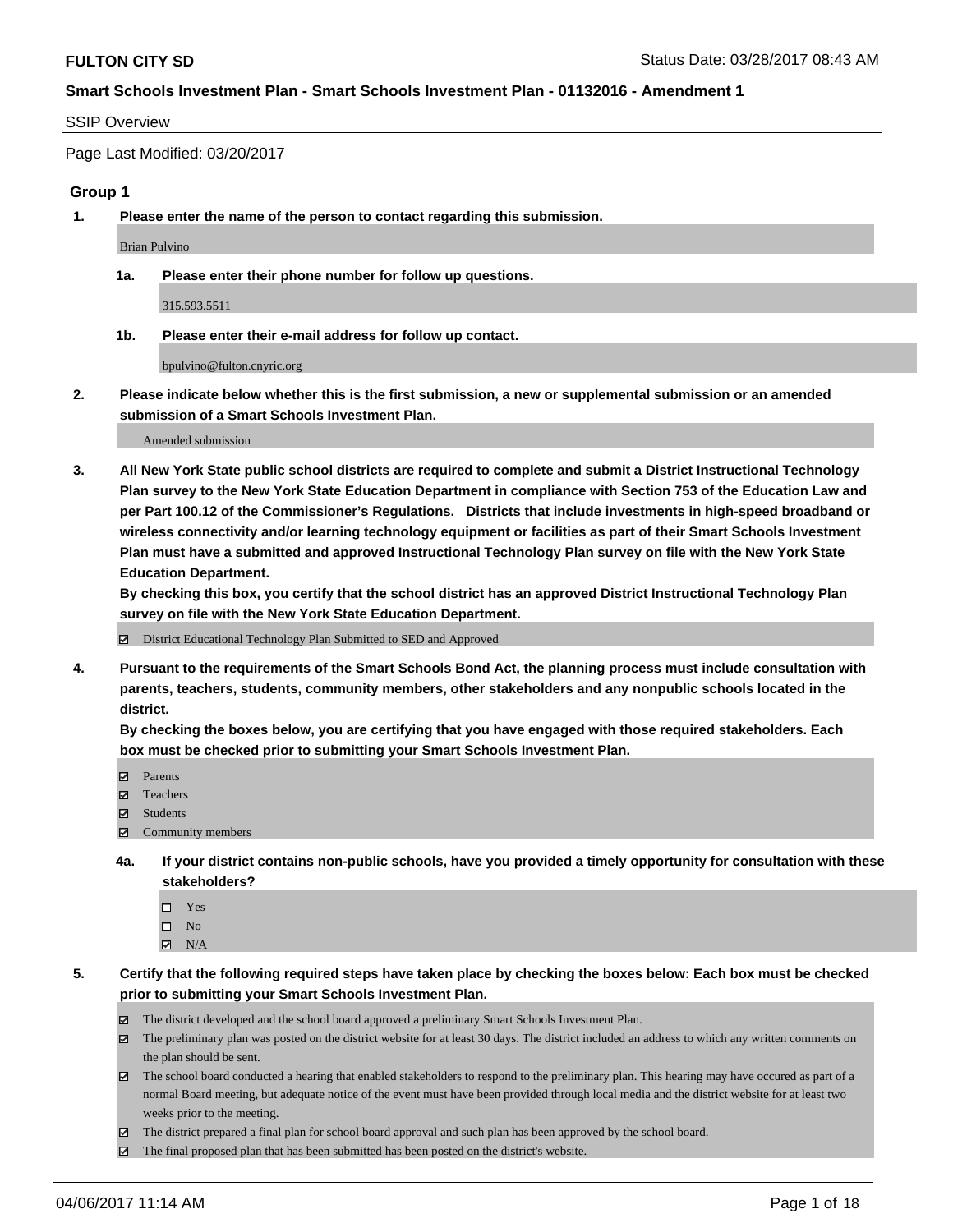**FULTON CITY SD** Status Date: 03/28/2017 08:43 AM

**Smart Schools Investment Plan - Smart Schools Investment Plan - 01132016 - Amendment 1**

SSIP Overview

Page Last Modified: 03/20/2017

## Group 1

**1. Please enter the name of the person to contact regarding this submission.**

Brian Pulvino

**1a. Please enter their phone number for follow up questions.**

315.593.5511

**1b. Please enter their e-mail address for follow up contact.**

bpulvino@fulton.cnyric.org

**2. Please indicate below whether this is the first submission, a new or supplemental submission or an amended submission of a Smart Schools Investment Plan.**

Amended submission

**3. All New York State public school districts are required to complete and submit a District Instructional Technology Plan survey to the New York State Education Department in compliance with Section 753 of the Education Law and per Part 100.12 of the Commissioner's Regulations. Districts that include investments in high-speed broadband or wireless connectivity and/or learning technology equipment or facilities as part of their Smart Schools Investment Plan must have a submitted and approved Instructional Technology Plan survey on file with the New York State Education Department.**
**By checking this box, you certify that the school district has an approved District Instructional Technology Plan survey on file with the New York State Education Department.**

☑ District Educational Technology Plan Submitted to SED and Approved

**4. Pursuant to the requirements of the Smart Schools Bond Act, the planning process must include consultation with parents, teachers, students, community members, other stakeholders and any nonpublic schools located in the district.**
**By checking the boxes below, you are certifying that you have engaged with those required stakeholders. Each box must be checked prior to submitting your Smart Schools Investment Plan.**

☑ Parents
☑ Teachers
☑ Students
☑ Community members

**4a. If your district contains non-public schools, have you provided a timely opportunity for consultation with these stakeholders?**

☐ Yes
☐ No
☑ N/A

**5. Certify that the following required steps have taken place by checking the boxes below: Each box must be checked prior to submitting your Smart Schools Investment Plan.**

☑ The district developed and the school board approved a preliminary Smart Schools Investment Plan.
☑ The preliminary plan was posted on the district website for at least 30 days. The district included an address to which any written comments on the plan should be sent.
☑ The school board conducted a hearing that enabled stakeholders to respond to the preliminary plan. This hearing may have occured as part of a normal Board meeting, but adequate notice of the event must have been provided through local media and the district website for at least two weeks prior to the meeting.
☑ The district prepared a final plan for school board approval and such plan has been approved by the school board.
☑ The final proposed plan that has been submitted has been posted on the district's website.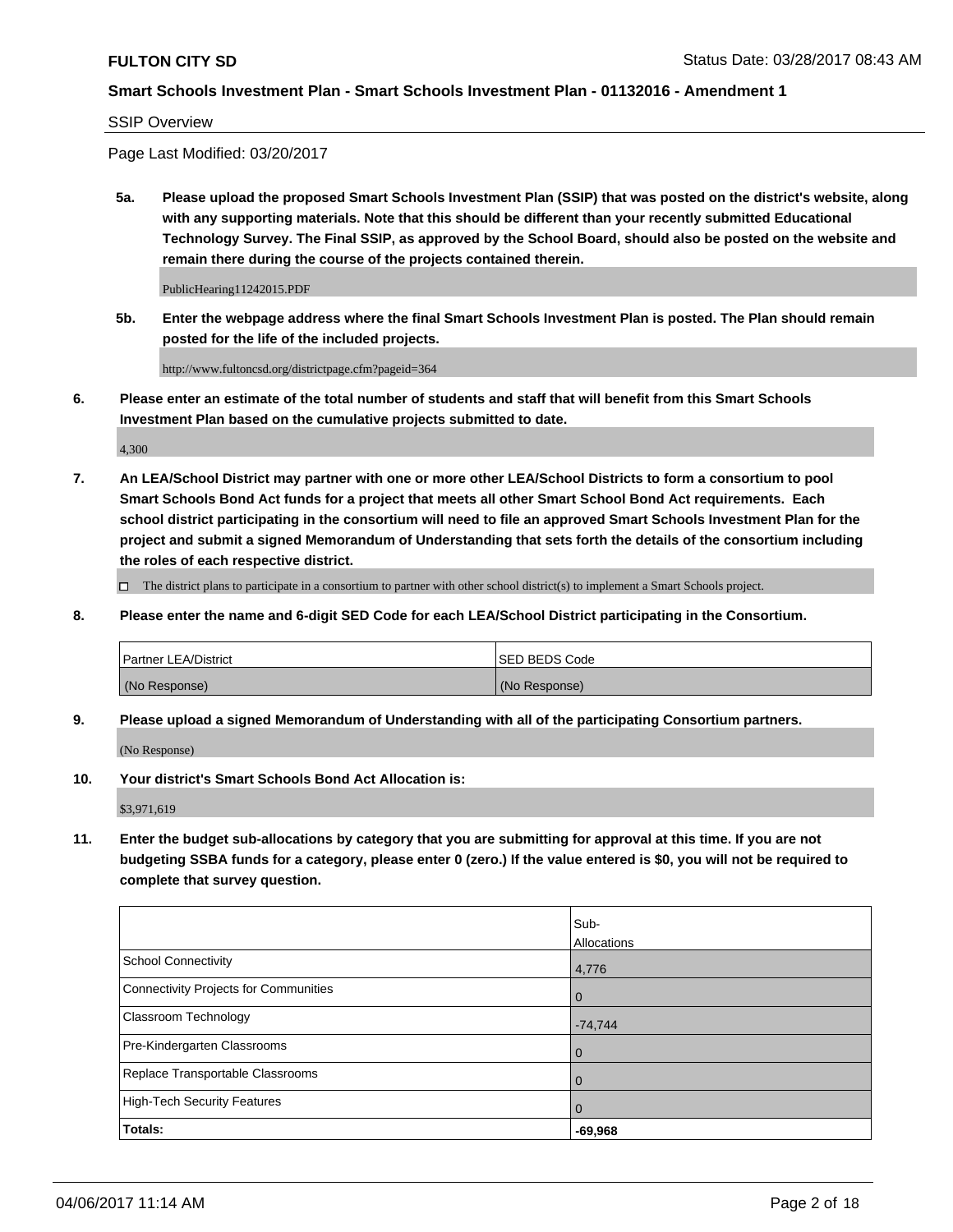**Smart Schools Investment Plan - Smart Schools Investment Plan - 01132016 - Amendment 1**

SSIP Overview

Page Last Modified: 03/20/2017

**5a. Please upload the proposed Smart Schools Investment Plan (SSIP) that was posted on the district's website, along with any supporting materials. Note that this should be different than your recently submitted Educational Technology Survey. The Final SSIP, as approved by the School Board, should also be posted on the website and remain there during the course of the projects contained therein.**

PublicHearing11242015.PDF

**5b. Enter the webpage address where the final Smart Schools Investment Plan is posted. The Plan should remain posted for the life of the included projects.**

http://www.fultoncsd.org/districtpage.cfm?pageid=364

**6. Please enter an estimate of the total number of students and staff that will benefit from this Smart Schools Investment Plan based on the cumulative projects submitted to date.**

4,300

**7. An LEA/School District may partner with one or more other LEA/School Districts to form a consortium to pool Smart Schools Bond Act funds for a project that meets all other Smart School Bond Act requirements. Each school district participating in the consortium will need to file an approved Smart Schools Investment Plan for the project and submit a signed Memorandum of Understanding that sets forth the details of the consortium including the roles of each respective district.**

☐ The district plans to participate in a consortium to partner with other school district(s) to implement a Smart Schools project.

**8. Please enter the name and 6-digit SED Code for each LEA/School District participating in the Consortium.**

| Partner LEA/District | SED BEDS Code |
|---|---|
| (No Response) | (No Response) |

**9. Please upload a signed Memorandum of Understanding with all of the participating Consortium partners.**

(No Response)

**10. Your district's Smart Schools Bond Act Allocation is:**

$3,971,619

**11. Enter the budget sub-allocations by category that you are submitting for approval at this time. If you are not budgeting SSBA funds for a category, please enter 0 (zero.) If the value entered is $0, you will not be required to complete that survey question.**

| | Sub-Allocations |
|---|---|
| School Connectivity | 4,776 |
| Connectivity Projects for Communities | 0 |
| Classroom Technology | -74,744 |
| Pre-Kindergarten Classrooms | 0 |
| Replace Transportable Classrooms | 0 |
| High-Tech Security Features | 0 |
| **Totals:** | **-69,968** |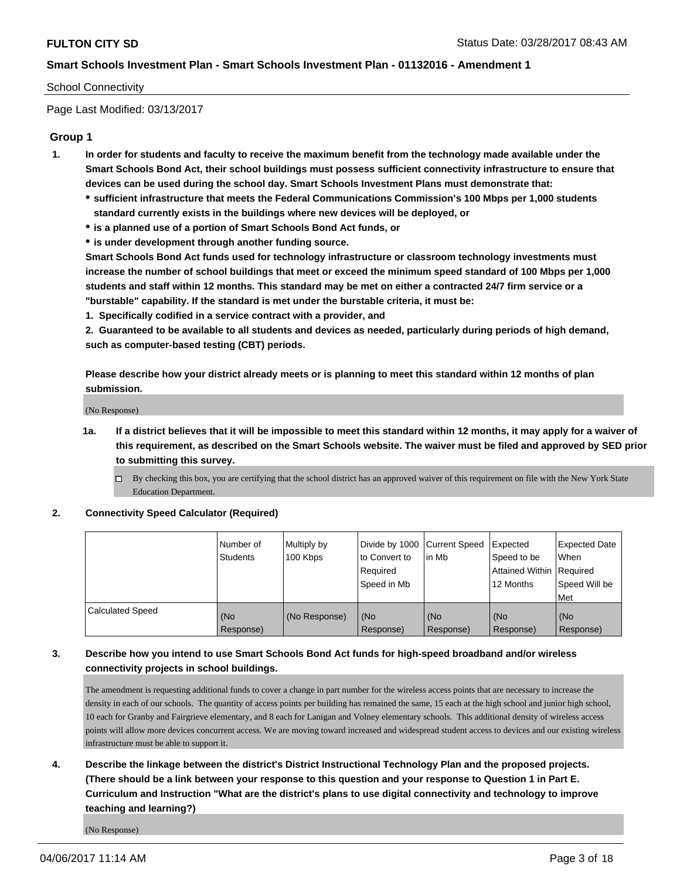School Connectivity

Page Last Modified: 03/13/2017

## Group 1

1. **In order for students and faculty to receive the maximum benefit from the technology made available under the Smart Schools Bond Act, their school buildings must possess sufficient connectivity infrastructure to ensure that devices can be used during the school day. Smart Schools Investment Plans must demonstrate that:**
   - **sufficient infrastructure that meets the Federal Communications Commission's 100 Mbps per 1,000 students standard currently exists in the buildings where new devices will be deployed, or**
   - **is a planned use of a portion of Smart Schools Bond Act funds, or**
   - **is under development through another funding source.**

   **Smart Schools Bond Act funds used for technology infrastructure or classroom technology investments must increase the number of school buildings that meet or exceed the minimum speed standard of 100 Mbps per 1,000 students and staff within 12 months. This standard may be met on either a contracted 24/7 firm service or a "burstable" capability. If the standard is met under the burstable criteria, it must be:**

   **1. Specifically codified in a service contract with a provider, and**

   **2. Guaranteed to be available to all students and devices as needed, particularly during periods of high demand, such as computer-based testing (CBT) periods.**

   **Please describe how your district already meets or is planning to meet this standard within 12 months of plan submission.**

   (No Response)

   1a. **If a district believes that it will be impossible to meet this standard within 12 months, it may apply for a waiver of this requirement, as described on the Smart Schools website. The waiver must be filed and approved by SED prior to submitting this survey.**

   ☐ By checking this box, you are certifying that the school district has an approved waiver of this requirement on file with the New York State Education Department.

2. **Connectivity Speed Calculator (Required)**

| | Number of Students | Multiply by 100 Kbps | Divide by 1000 to Convert to Required Speed in Mb | Current Speed in Mb | Expected Speed to be Attained Within 12 Months | Expected Date When Required Speed Will be Met |
|---|---|---|---|---|---|---|
| Calculated Speed | (No Response) | (No Response) | (No Response) | (No Response) | (No Response) | (No Response) |

3. **Describe how you intend to use Smart Schools Bond Act funds for high-speed broadband and/or wireless connectivity projects in school buildings.**

   The amendment is requesting additional funds to cover a change in part number for the wireless access points that are necessary to increase the density in each of our schools. The quantity of access points per building has remained the same, 15 each at the high school and junior high school, 10 each for Granby and Fairgrieve elementary, and 8 each for Lanigan and Volney elementary schools. This additional density of wireless access points will allow more devices concurrent access. We are moving toward increased and widespread student access to devices and our existing wireless infrastructure must be able to support it.

4. **Describe the linkage between the district's District Instructional Technology Plan and the proposed projects. (There should be a link between your response to this question and your response to Question 1 in Part E. Curriculum and Instruction "What are the district's plans to use digital connectivity and technology to improve teaching and learning?)**

   (No Response)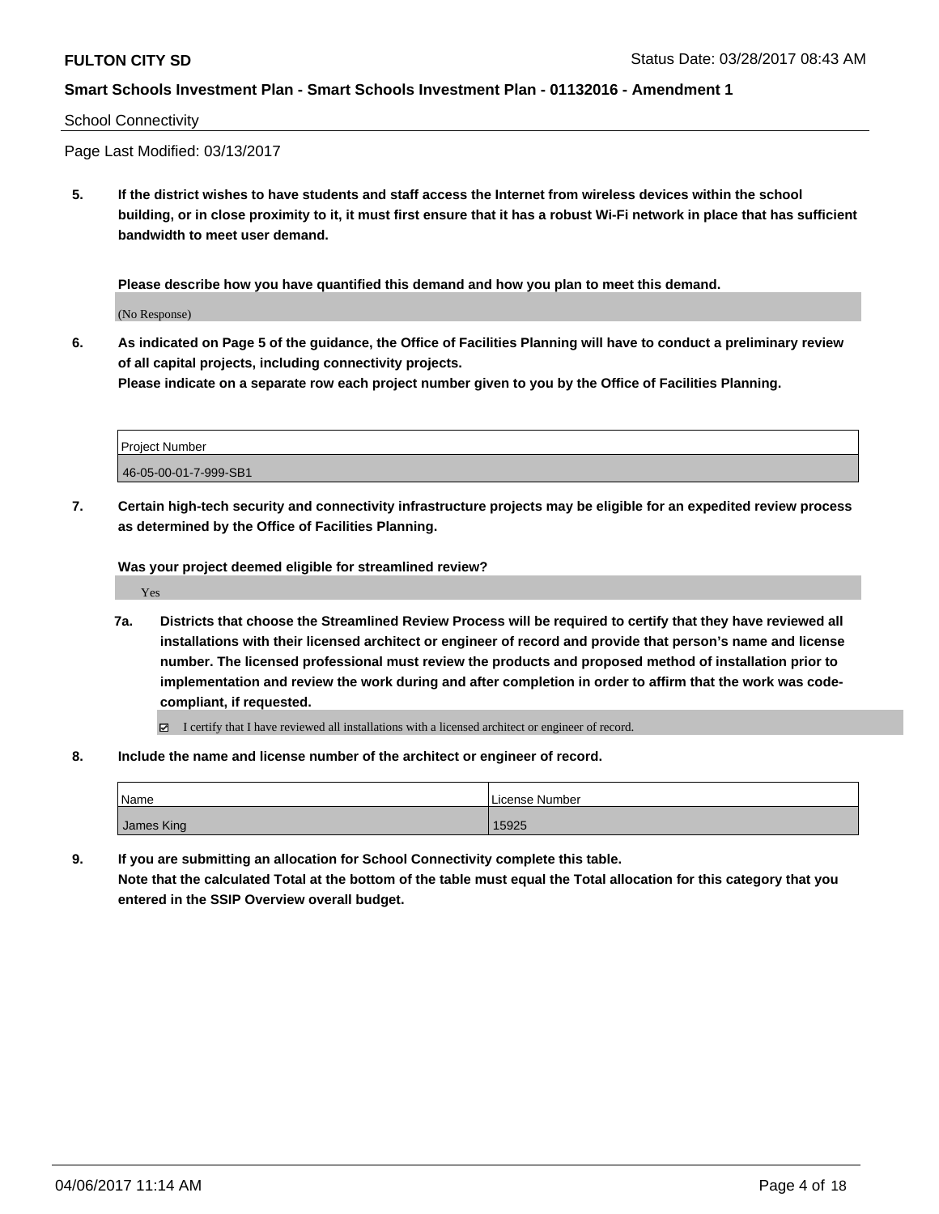School Connectivity

Page Last Modified: 03/13/2017

**5. If the district wishes to have students and staff access the Internet from wireless devices within the school building, or in close proximity to it, it must first ensure that it has a robust Wi-Fi network in place that has sufficient bandwidth to meet user demand.**

**Please describe how you have quantified this demand and how you plan to meet this demand.**

(No Response)

**6. As indicated on Page 5 of the guidance, the Office of Facilities Planning will have to conduct a preliminary review of all capital projects, including connectivity projects.**
**Please indicate on a separate row each project number given to you by the Office of Facilities Planning.**

| Project Number |
| --- |
| 46-05-00-01-7-999-SB1 |

**7. Certain high-tech security and connectivity infrastructure projects may be eligible for an expedited review process as determined by the Office of Facilities Planning.**

**Was your project deemed eligible for streamlined review?**

Yes

**7a. Districts that choose the Streamlined Review Process will be required to certify that they have reviewed all installations with their licensed architect or engineer of record and provide that person's name and license number. The licensed professional must review the products and proposed method of installation prior to implementation and review the work during and after completion in order to affirm that the work was code-compliant, if requested.**

☑ I certify that I have reviewed all installations with a licensed architect or engineer of record.

**8. Include the name and license number of the architect or engineer of record.**

| Name | License Number |
| --- | --- |
| James King | 15925 |

**9. If you are submitting an allocation for School Connectivity complete this table.**
**Note that the calculated Total at the bottom of the table must equal the Total allocation for this category that you entered in the SSIP Overview overall budget.**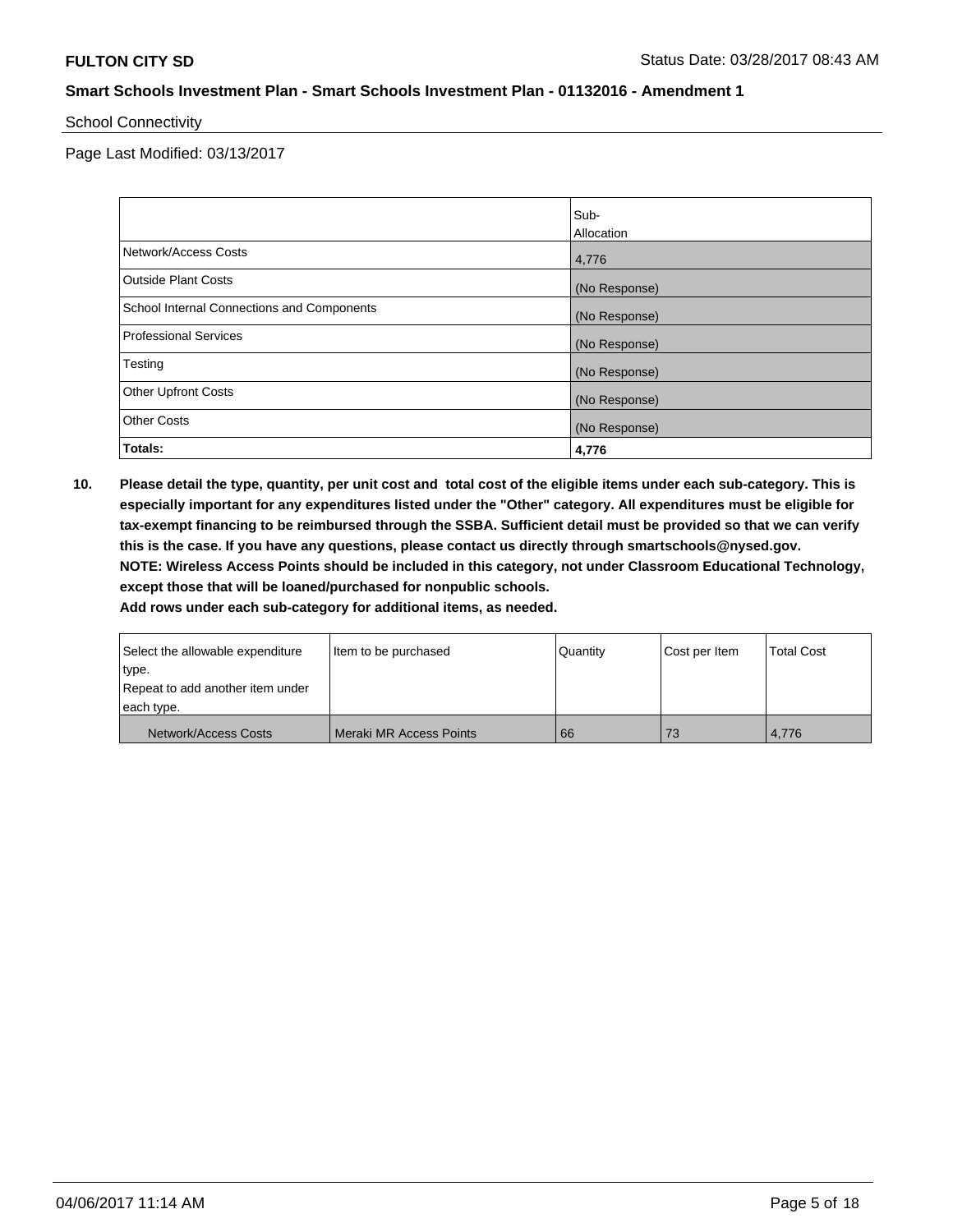School Connectivity

Page Last Modified: 03/13/2017

| | Sub-Allocation |
|---|---|
| Network/Access Costs | 4,776 |
| Outside Plant Costs | (No Response) |
| School Internal Connections and Components | (No Response) |
| Professional Services | (No Response) |
| Testing | (No Response) |
| Other Upfront Costs | (No Response) |
| Other Costs | (No Response) |
| **Totals:** | **4,776** |

**10. Please detail the type, quantity, per unit cost and total cost of the eligible items under each sub-category. This is especially important for any expenditures listed under the "Other" category. All expenditures must be eligible for tax-exempt financing to be reimbursed through the SSBA. Sufficient detail must be provided so that we can verify this is the case. If you have any questions, please contact us directly through smartschools@nysed.gov.**
**NOTE: Wireless Access Points should be included in this category, not under Classroom Educational Technology, except those that will be loaned/purchased for nonpublic schools.**
**Add rows under each sub-category for additional items, as needed.**

| Select the allowable expenditure type. Repeat to add another item under each type. | Item to be purchased | Quantity | Cost per Item | Total Cost |
|---|---|---|---|---|
| Network/Access Costs | Meraki MR Access Points | 66 | 73 | 4,776 |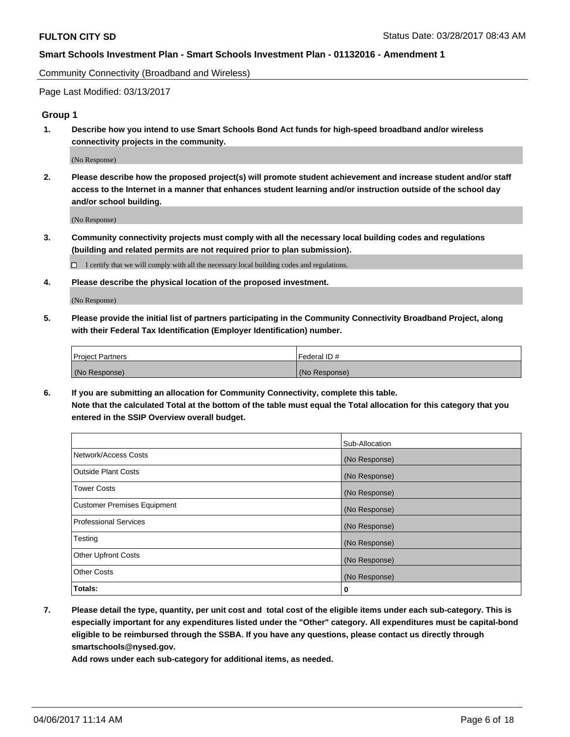Community Connectivity (Broadband and Wireless)

Page Last Modified: 03/13/2017

## Group 1

**1. Describe how you intend to use Smart Schools Bond Act funds for high-speed broadband and/or wireless connectivity projects in the community.**

(No Response)

**2. Please describe how the proposed project(s) will promote student achievement and increase student and/or staff access to the Internet in a manner that enhances student learning and/or instruction outside of the school day and/or school building.**

(No Response)

**3. Community connectivity projects must comply with all the necessary local building codes and regulations (building and related permits are not required prior to plan submission).**

☐ I certify that we will comply with all the necessary local building codes and regulations.

**4. Please describe the physical location of the proposed investment.**

(No Response)

**5. Please provide the initial list of partners participating in the Community Connectivity Broadband Project, along with their Federal Tax Identification (Employer Identification) number.**

| Project Partners | Federal ID # |
|---|---|
| (No Response) | (No Response) |

**6. If you are submitting an allocation for Community Connectivity, complete this table. Note that the calculated Total at the bottom of the table must equal the Total allocation for this category that you entered in the SSIP Overview overall budget.**

| | Sub-Allocation |
|---|---|
| Network/Access Costs | (No Response) |
| Outside Plant Costs | (No Response) |
| Tower Costs | (No Response) |
| Customer Premises Equipment | (No Response) |
| Professional Services | (No Response) |
| Testing | (No Response) |
| Other Upfront Costs | (No Response) |
| Other Costs | (No Response) |
| **Totals:** | **0** |

**7. Please detail the type, quantity, per unit cost and total cost of the eligible items under each sub-category. This is especially important for any expenditures listed under the "Other" category. All expenditures must be capital-bond eligible to be reimbursed through the SSBA. If you have any questions, please contact us directly through smartschools@nysed.gov.**

**Add rows under each sub-category for additional items, as needed.**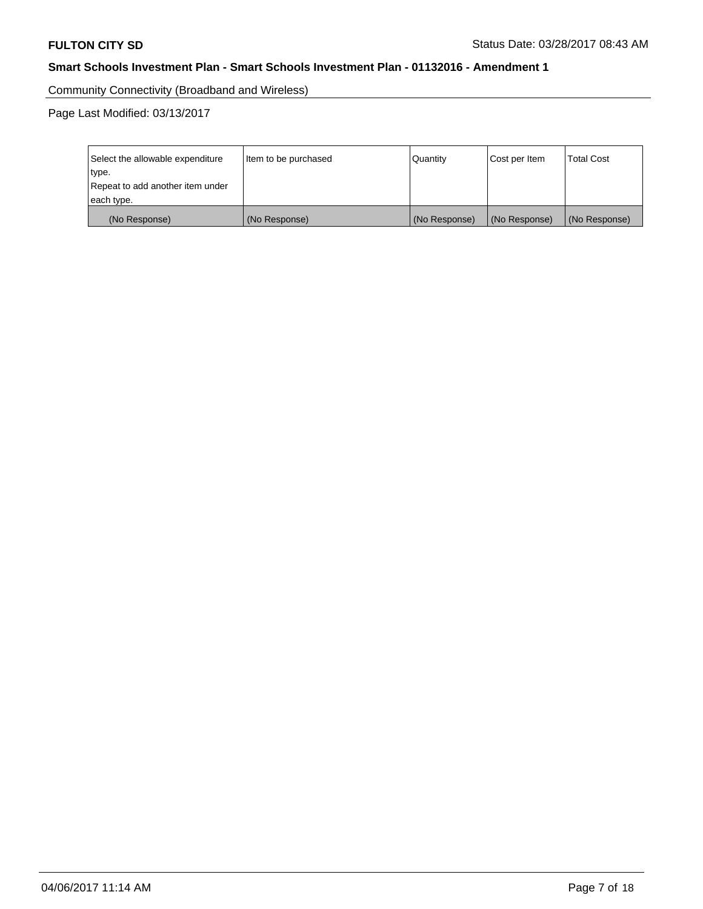Community Connectivity (Broadband and Wireless)

Page Last Modified: 03/13/2017

| Select the allowable expenditure type. Repeat to add another item under each type. | Item to be purchased | Quantity | Cost per Item | Total Cost |
|---|---|---|---|---|
| (No Response) | (No Response) | (No Response) | (No Response) | (No Response) |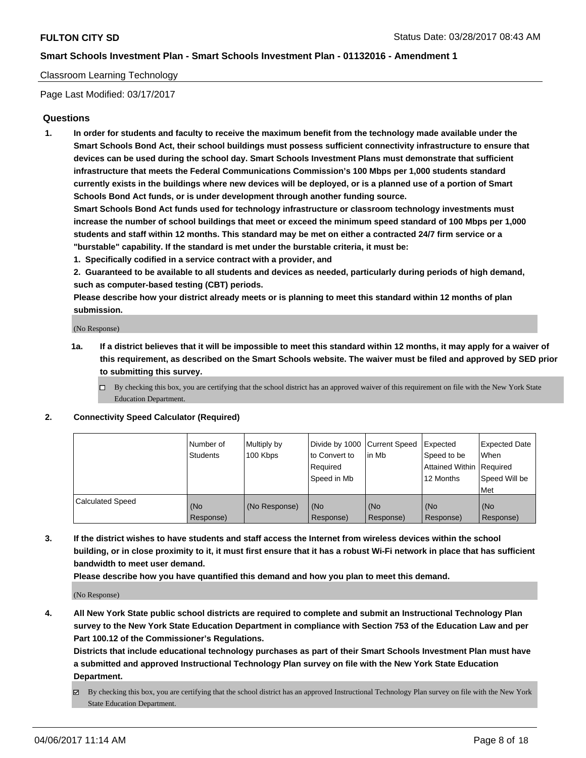Classroom Learning Technology

Page Last Modified: 03/17/2017

## Questions

1. **In order for students and faculty to receive the maximum benefit from the technology made available under the Smart Schools Bond Act, their school buildings must possess sufficient connectivity infrastructure to ensure that devices can be used during the school day. Smart Schools Investment Plans must demonstrate that sufficient infrastructure that meets the Federal Communications Commission's 100 Mbps per 1,000 students standard currently exists in the buildings where new devices will be deployed, or is a planned use of a portion of Smart Schools Bond Act funds, or is under development through another funding source.**
   **Smart Schools Bond Act funds used for technology infrastructure or classroom technology investments must increase the number of school buildings that meet or exceed the minimum speed standard of 100 Mbps per 1,000 students and staff within 12 months. This standard may be met on either a contracted 24/7 firm service or a "burstable" capability. If the standard is met under the burstable criteria, it must be:**
   **1. Specifically codified in a service contract with a provider, and**
   **2. Guaranteed to be available to all students and devices as needed, particularly during periods of high demand, such as computer-based testing (CBT) periods.**
   **Please describe how your district already meets or is planning to meet this standard within 12 months of plan submission.**

   (No Response)

   **1a. If a district believes that it will be impossible to meet this standard within 12 months, it may apply for a waiver of this requirement, as described on the Smart Schools website. The waiver must be filed and approved by SED prior to submitting this survey.**

   ☐ By checking this box, you are certifying that the school district has an approved waiver of this requirement on file with the New York State Education Department.

2. **Connectivity Speed Calculator (Required)**

| | Number of Students | Multiply by 100 Kbps | Divide by 1000 to Convert to Required Speed in Mb | Current Speed in Mb | Expected Speed to be Attained Within 12 Months | Expected Date When Required Speed Will be Met |
|---|---|---|---|---|---|---|
| Calculated Speed | (No Response) | (No Response) | (No Response) | (No Response) | (No Response) | (No Response) |

3. **If the district wishes to have students and staff access the Internet from wireless devices within the school building, or in close proximity to it, it must first ensure that it has a robust Wi-Fi network in place that has sufficient bandwidth to meet user demand.**
   **Please describe how you have quantified this demand and how you plan to meet this demand.**

   (No Response)

4. **All New York State public school districts are required to complete and submit an Instructional Technology Plan survey to the New York State Education Department in compliance with Section 753 of the Education Law and per Part 100.12 of the Commissioner's Regulations.**
   **Districts that include educational technology purchases as part of their Smart Schools Investment Plan must have a submitted and approved Instructional Technology Plan survey on file with the New York State Education Department.**

   ☑ By checking this box, you are certifying that the school district has an approved Instructional Technology Plan survey on file with the New York State Education Department.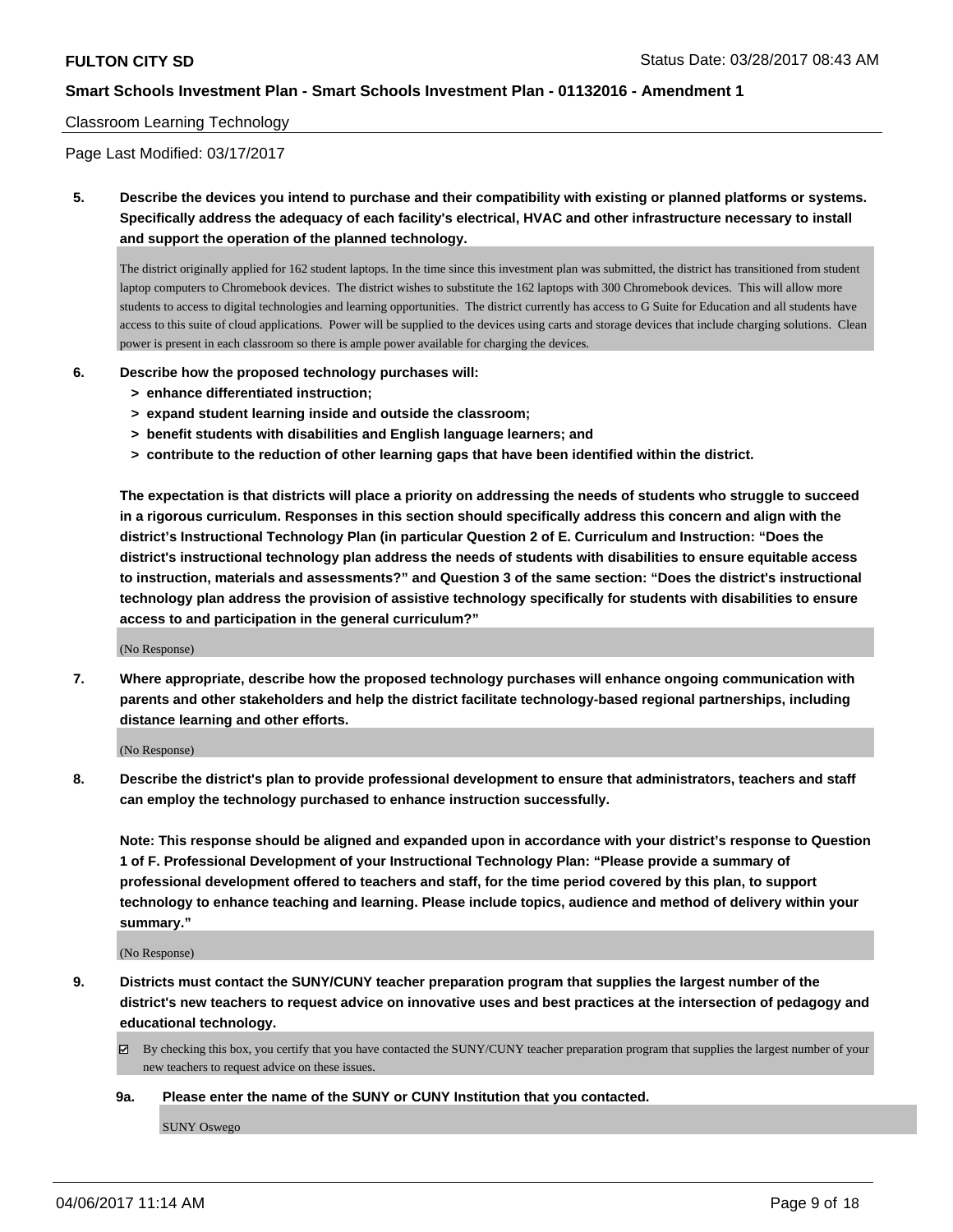Classroom Learning Technology

Page Last Modified: 03/17/2017

**5. Describe the devices you intend to purchase and their compatibility with existing or planned platforms or systems. Specifically address the adequacy of each facility's electrical, HVAC and other infrastructure necessary to install and support the operation of the planned technology.**

The district originally applied for 162 student laptops. In the time since this investment plan was submitted, the district has transitioned from student laptop computers to Chromebook devices. The district wishes to substitute the 162 laptops with 300 Chromebook devices. This will allow more students to access to digital technologies and learning opportunities. The district currently has access to G Suite for Education and all students have access to this suite of cloud applications. Power will be supplied to the devices using carts and storage devices that include charging solutions. Clean power is present in each classroom so there is ample power available for charging the devices.

**6. Describe how the proposed technology purchases will:**
- **> enhance differentiated instruction;**
- **> expand student learning inside and outside the classroom;**
- **> benefit students with disabilities and English language learners; and**
- **> contribute to the reduction of other learning gaps that have been identified within the district.**

**The expectation is that districts will place a priority on addressing the needs of students who struggle to succeed in a rigorous curriculum. Responses in this section should specifically address this concern and align with the district's Instructional Technology Plan (in particular Question 2 of E. Curriculum and Instruction: "Does the district's instructional technology plan address the needs of students with disabilities to ensure equitable access to instruction, materials and assessments?" and Question 3 of the same section: "Does the district's instructional technology plan address the provision of assistive technology specifically for students with disabilities to ensure access to and participation in the general curriculum?"**

(No Response)

**7. Where appropriate, describe how the proposed technology purchases will enhance ongoing communication with parents and other stakeholders and help the district facilitate technology-based regional partnerships, including distance learning and other efforts.**

(No Response)

**8. Describe the district's plan to provide professional development to ensure that administrators, teachers and staff can employ the technology purchased to enhance instruction successfully.**

**Note: This response should be aligned and expanded upon in accordance with your district's response to Question 1 of F. Professional Development of your Instructional Technology Plan: "Please provide a summary of professional development offered to teachers and staff, for the time period covered by this plan, to support technology to enhance teaching and learning. Please include topics, audience and method of delivery within your summary."**

(No Response)

**9. Districts must contact the SUNY/CUNY teacher preparation program that supplies the largest number of the district's new teachers to request advice on innovative uses and best practices at the intersection of pedagogy and educational technology.**

☑ By checking this box, you certify that you have contacted the SUNY/CUNY teacher preparation program that supplies the largest number of your new teachers to request advice on these issues.

**9a. Please enter the name of the SUNY or CUNY Institution that you contacted.**

SUNY Oswego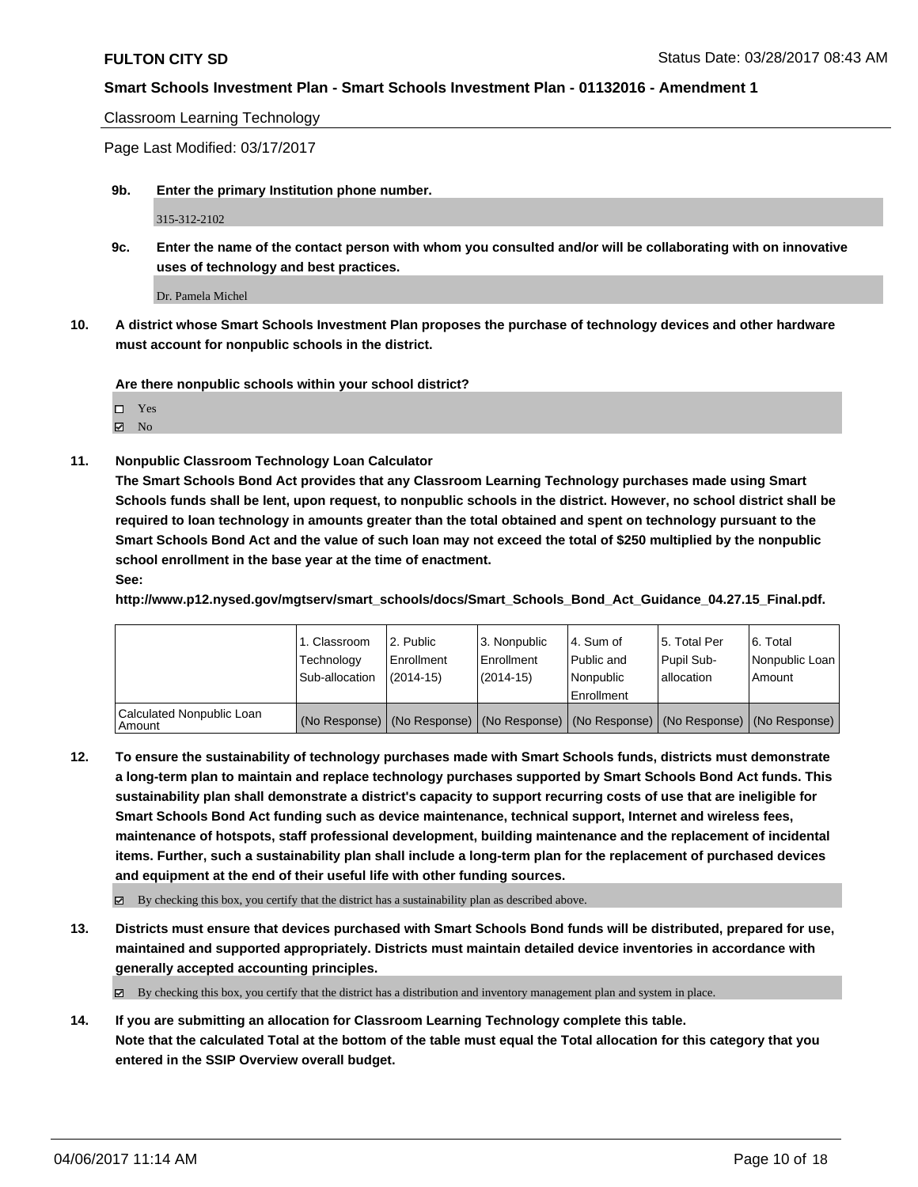Classroom Learning Technology

Page Last Modified: 03/17/2017

**9b. Enter the primary Institution phone number.**

315-312-2102

**9c. Enter the name of the contact person with whom you consulted and/or will be collaborating with on innovative uses of technology and best practices.**

Dr. Pamela Michel

**10. A district whose Smart Schools Investment Plan proposes the purchase of technology devices and other hardware must account for nonpublic schools in the district.**

**Are there nonpublic schools within your school district?**

☐ Yes
☑ No

**11. Nonpublic Classroom Technology Loan Calculator**

**The Smart Schools Bond Act provides that any Classroom Learning Technology purchases made using Smart Schools funds shall be lent, upon request, to nonpublic schools in the district. However, no school district shall be required to loan technology in amounts greater than the total obtained and spent on technology pursuant to the Smart Schools Bond Act and the value of such loan may not exceed the total of $250 multiplied by the nonpublic school enrollment in the base year at the time of enactment.**

**See:**

**http://www.p12.nysed.gov/mgtserv/smart_schools/docs/Smart_Schools_Bond_Act_Guidance_04.27.15_Final.pdf.**

| | 1. Classroom Technology Sub-allocation | 2. Public Enrollment (2014-15) | 3. Nonpublic Enrollment (2014-15) | 4. Sum of Public and Nonpublic Enrollment | 5. Total Per Pupil Sub-allocation | 6. Total Nonpublic Loan Amount |
|---|---|---|---|---|---|---|
| Calculated Nonpublic Loan Amount | (No Response) | (No Response) | (No Response) | (No Response) | (No Response) | (No Response) |

**12. To ensure the sustainability of technology purchases made with Smart Schools funds, districts must demonstrate a long-term plan to maintain and replace technology purchases supported by Smart Schools Bond Act funds. This sustainability plan shall demonstrate a district's capacity to support recurring costs of use that are ineligible for Smart Schools Bond Act funding such as device maintenance, technical support, Internet and wireless fees, maintenance of hotspots, staff professional development, building maintenance and the replacement of incidental items. Further, such a sustainability plan shall include a long-term plan for the replacement of purchased devices and equipment at the end of their useful life with other funding sources.**

☑ By checking this box, you certify that the district has a sustainability plan as described above.

**13. Districts must ensure that devices purchased with Smart Schools Bond funds will be distributed, prepared for use, maintained and supported appropriately. Districts must maintain detailed device inventories in accordance with generally accepted accounting principles.**

☑ By checking this box, you certify that the district has a distribution and inventory management plan and system in place.

**14. If you are submitting an allocation for Classroom Learning Technology complete this table. Note that the calculated Total at the bottom of the table must equal the Total allocation for this category that you entered in the SSIP Overview overall budget.**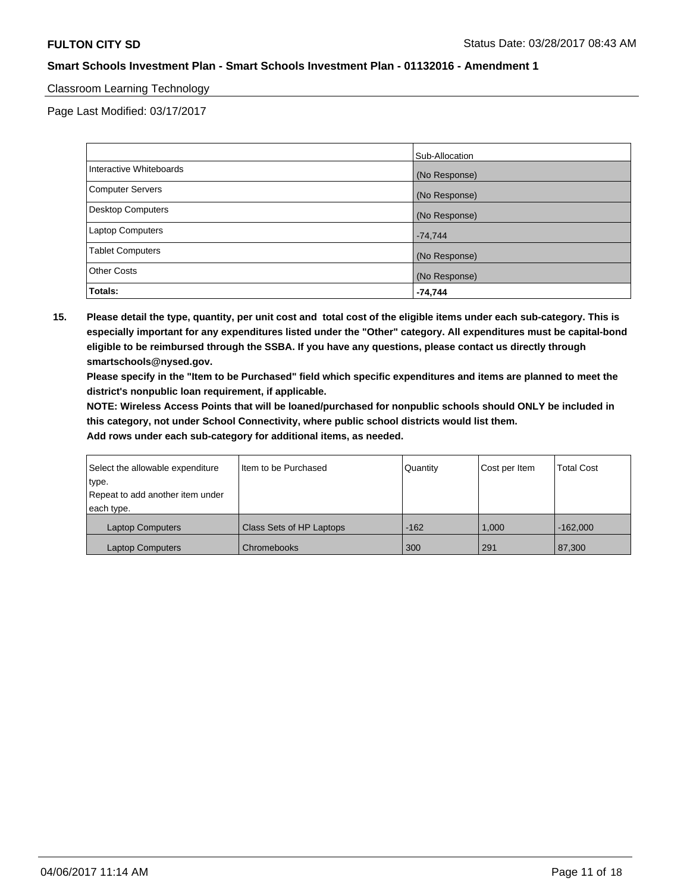Classroom Learning Technology

Page Last Modified: 03/17/2017

| | Sub-Allocation |
|---|---|
| Interactive Whiteboards | (No Response) |
| Computer Servers | (No Response) |
| Desktop Computers | (No Response) |
| Laptop Computers | -74,744 |
| Tablet Computers | (No Response) |
| Other Costs | (No Response) |
| **Totals:** | **-74,744** |

**15. Please detail the type, quantity, per unit cost and total cost of the eligible items under each sub-category. This is especially important for any expenditures listed under the "Other" category. All expenditures must be capital-bond eligible to be reimbursed through the SSBA. If you have any questions, please contact us directly through smartschools@nysed.gov.**

**Please specify in the "Item to be Purchased" field which specific expenditures and items are planned to meet the district's nonpublic loan requirement, if applicable.**

**NOTE: Wireless Access Points that will be loaned/purchased for nonpublic schools should ONLY be included in this category, not under School Connectivity, where public school districts would list them.**

**Add rows under each sub-category for additional items, as needed.**

| Select the allowable expenditure type. Repeat to add another item under each type. | Item to be Purchased | Quantity | Cost per Item | Total Cost |
|---|---|---|---|---|
| Laptop Computers | Class Sets of HP Laptops | -162 | 1,000 | -162,000 |
| Laptop Computers | Chromebooks | 300 | 291 | 87,300 |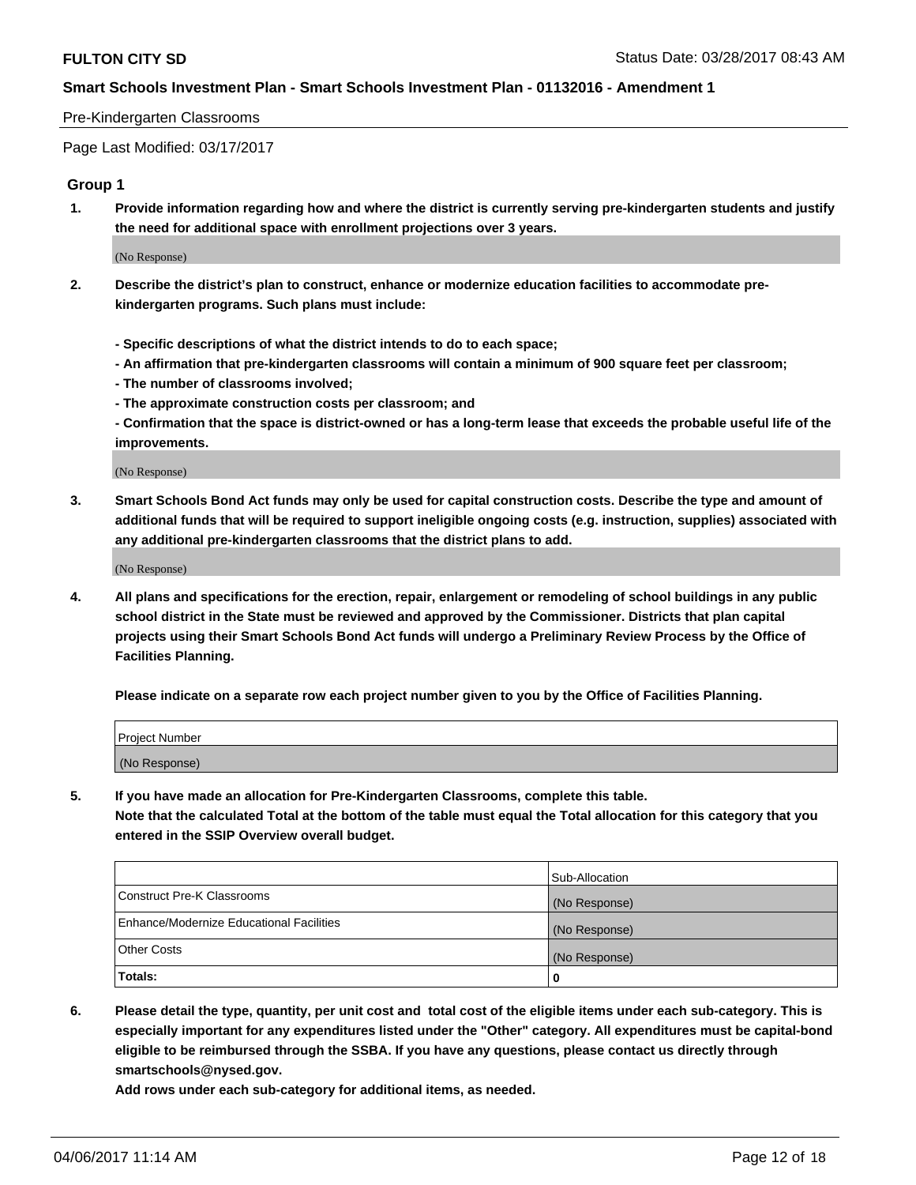Pre-Kindergarten Classrooms

Page Last Modified: 03/17/2017

## Group 1

**1. Provide information regarding how and where the district is currently serving pre-kindergarten students and justify the need for additional space with enrollment projections over 3 years.**

(No Response)

**2. Describe the district's plan to construct, enhance or modernize education facilities to accommodate pre-kindergarten programs. Such plans must include:**

**- Specific descriptions of what the district intends to do to each space;**
**- An affirmation that pre-kindergarten classrooms will contain a minimum of 900 square feet per classroom;**
**- The number of classrooms involved;**
**- The approximate construction costs per classroom; and**
**- Confirmation that the space is district-owned or has a long-term lease that exceeds the probable useful life of the improvements.**

(No Response)

**3. Smart Schools Bond Act funds may only be used for capital construction costs. Describe the type and amount of additional funds that will be required to support ineligible ongoing costs (e.g. instruction, supplies) associated with any additional pre-kindergarten classrooms that the district plans to add.**

(No Response)

**4. All plans and specifications for the erection, repair, enlargement or remodeling of school buildings in any public school district in the State must be reviewed and approved by the Commissioner. Districts that plan capital projects using their Smart Schools Bond Act funds will undergo a Preliminary Review Process by the Office of Facilities Planning.**

**Please indicate on a separate row each project number given to you by the Office of Facilities Planning.**

| Project Number |
|---|
| (No Response) |

**5. If you have made an allocation for Pre-Kindergarten Classrooms, complete this table.**
**Note that the calculated Total at the bottom of the table must equal the Total allocation for this category that you entered in the SSIP Overview overall budget.**

| | Sub-Allocation |
|---|---|
| Construct Pre-K Classrooms | (No Response) |
| Enhance/Modernize Educational Facilities | (No Response) |
| Other Costs | (No Response) |
| **Totals:** | **0** |

**6. Please detail the type, quantity, per unit cost and total cost of the eligible items under each sub-category. This is especially important for any expenditures listed under the "Other" category. All expenditures must be capital-bond eligible to be reimbursed through the SSBA. If you have any questions, please contact us directly through smartschools@nysed.gov.**

**Add rows under each sub-category for additional items, as needed.**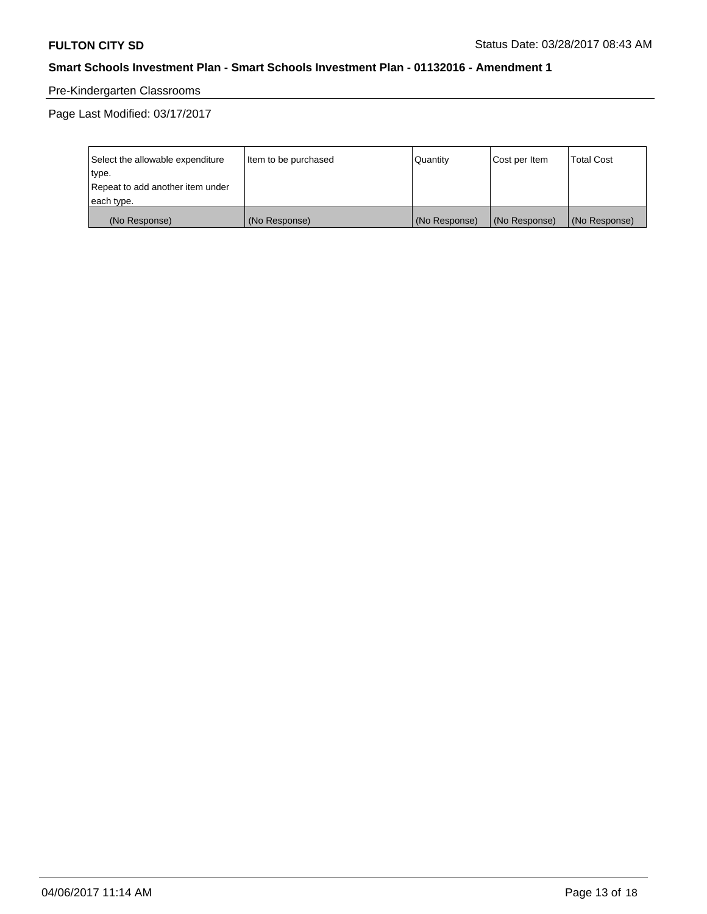Pre-Kindergarten Classrooms

Page Last Modified: 03/17/2017

| Select the allowable expenditure type. Repeat to add another item under each type. | Item to be purchased | Quantity | Cost per Item | Total Cost |
|---|---|---|---|---|
| (No Response) | (No Response) | (No Response) | (No Response) | (No Response) |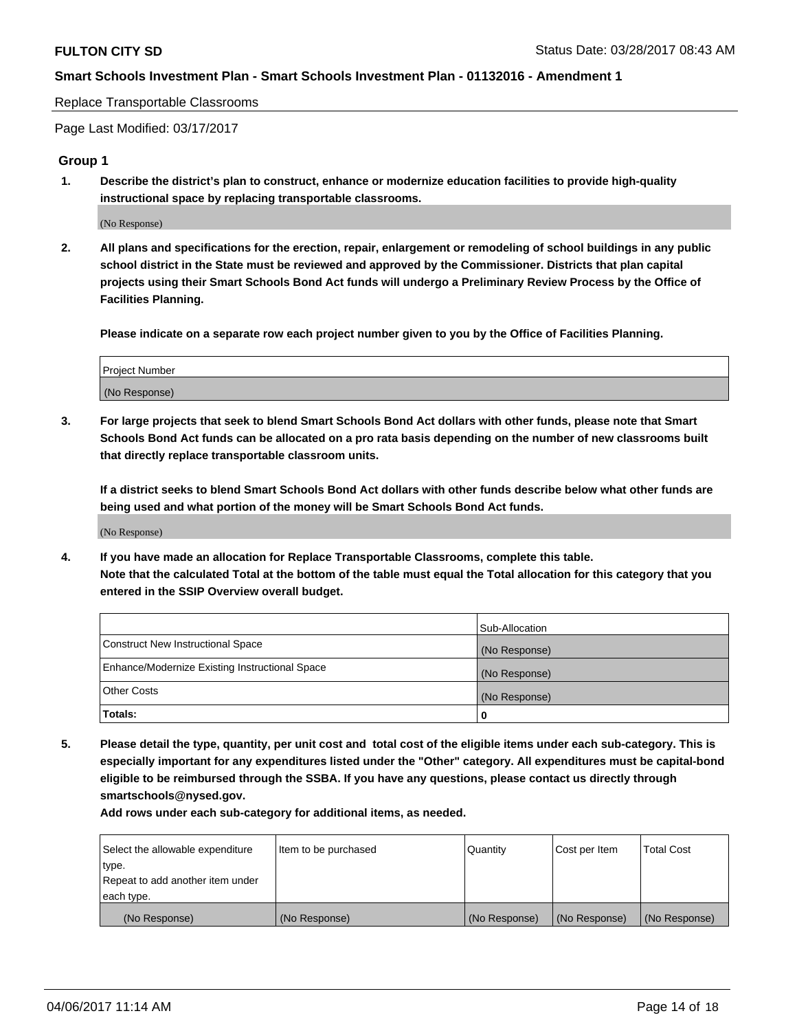Replace Transportable Classrooms

Page Last Modified: 03/17/2017

## Group 1

**1. Describe the district's plan to construct, enhance or modernize education facilities to provide high-quality instructional space by replacing transportable classrooms.**

(No Response)

**2. All plans and specifications for the erection, repair, enlargement or remodeling of school buildings in any public school district in the State must be reviewed and approved by the Commissioner. Districts that plan capital projects using their Smart Schools Bond Act funds will undergo a Preliminary Review Process by the Office of Facilities Planning.**

**Please indicate on a separate row each project number given to you by the Office of Facilities Planning.**

| Project Number |
|---|
| (No Response) |

**3. For large projects that seek to blend Smart Schools Bond Act dollars with other funds, please note that Smart Schools Bond Act funds can be allocated on a pro rata basis depending on the number of new classrooms built that directly replace transportable classroom units.**

**If a district seeks to blend Smart Schools Bond Act dollars with other funds describe below what other funds are being used and what portion of the money will be Smart Schools Bond Act funds.**

(No Response)

**4. If you have made an allocation for Replace Transportable Classrooms, complete this table. Note that the calculated Total at the bottom of the table must equal the Total allocation for this category that you entered in the SSIP Overview overall budget.**

| | Sub-Allocation |
|---|---|
| Construct New Instructional Space | (No Response) |
| Enhance/Modernize Existing Instructional Space | (No Response) |
| Other Costs | (No Response) |
| **Totals:** | **0** |

**5. Please detail the type, quantity, per unit cost and total cost of the eligible items under each sub-category. This is especially important for any expenditures listed under the "Other" category. All expenditures must be capital-bond eligible to be reimbursed through the SSBA. If you have any questions, please contact us directly through smartschools@nysed.gov.**

**Add rows under each sub-category for additional items, as needed.**

| Select the allowable expenditure type. Repeat to add another item under each type. | Item to be purchased | Quantity | Cost per Item | Total Cost |
|---|---|---|---|---|
| (No Response) | (No Response) | (No Response) | (No Response) | (No Response) |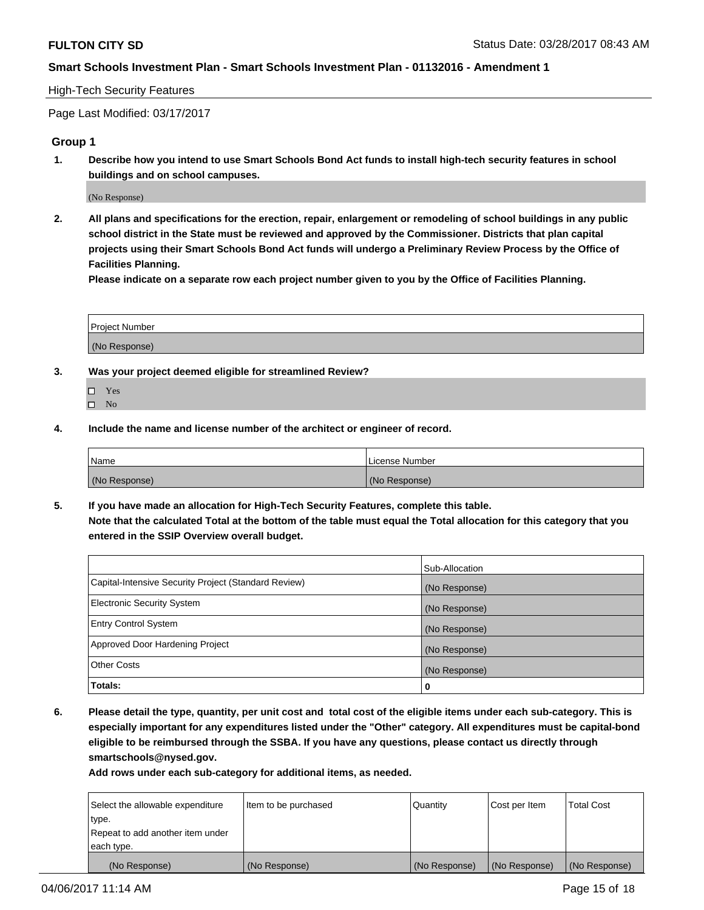High-Tech Security Features

Page Last Modified: 03/17/2017

## Group 1

1. **Describe how you intend to use Smart Schools Bond Act funds to install high-tech security features in school buildings and on school campuses.**

   (No Response)

2. **All plans and specifications for the erection, repair, enlargement or remodeling of school buildings in any public school district in the State must be reviewed and approved by the Commissioner. Districts that plan capital projects using their Smart Schools Bond Act funds will undergo a Preliminary Review Process by the Office of Facilities Planning.**
   **Please indicate on a separate row each project number given to you by the Office of Facilities Planning.**

| Project Number |
| --- |
| (No Response) |

3. **Was your project deemed eligible for streamlined Review?**

   - ☐ Yes
   - ☐ No

4. **Include the name and license number of the architect or engineer of record.**

| Name | License Number |
| --- | --- |
| (No Response) | (No Response) |

5. **If you have made an allocation for High-Tech Security Features, complete this table.**
   **Note that the calculated Total at the bottom of the table must equal the Total allocation for this category that you entered in the SSIP Overview overall budget.**

| | Sub-Allocation |
| --- | --- |
| Capital-Intensive Security Project (Standard Review) | (No Response) |
| Electronic Security System | (No Response) |
| Entry Control System | (No Response) |
| Approved Door Hardening Project | (No Response) |
| Other Costs | (No Response) |
| **Totals:** | **0** |

6. **Please detail the type, quantity, per unit cost and total cost of the eligible items under each sub-category. This is especially important for any expenditures listed under the "Other" category. All expenditures must be capital-bond eligible to be reimbursed through the SSBA. If you have any questions, please contact us directly through smartschools@nysed.gov.**
   **Add rows under each sub-category for additional items, as needed.**

| Select the allowable expenditure type. Repeat to add another item under each type. | Item to be purchased | Quantity | Cost per Item | Total Cost |
| --- | --- | --- | --- | --- |
| (No Response) | (No Response) | (No Response) | (No Response) | (No Response) |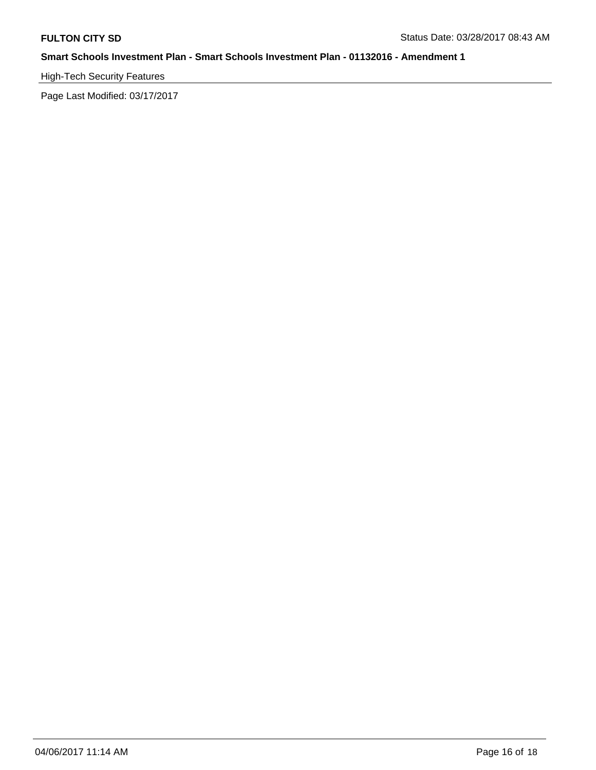High-Tech Security Features

Page Last Modified: 03/17/2017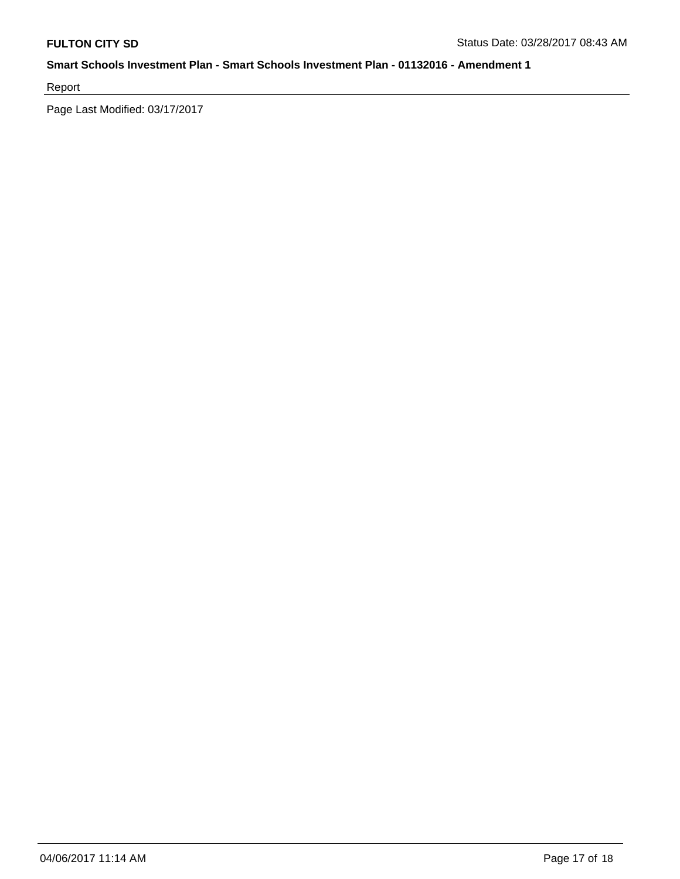Report

Page Last Modified: 03/17/2017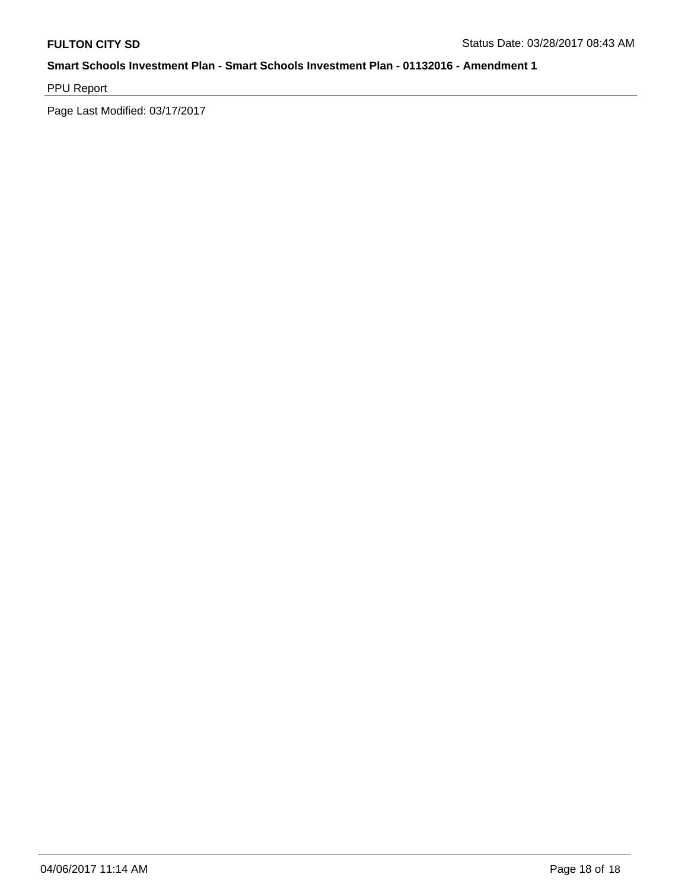PPU Report

Page Last Modified: 03/17/2017